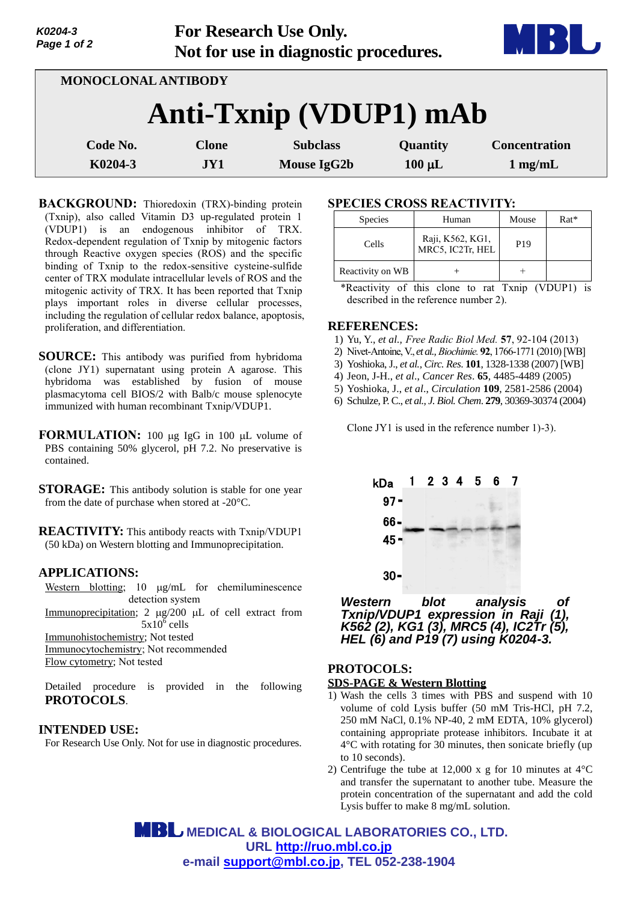For Research Use Only.
Not for use in diagnostic procedures.

MONOCLONAL ANTIBODY

# Anti-Txnip (VDUP1) mAb

| Code No. | Clone | Subclass | Quantity | Concentration |
|---|---|---|---|---|
| K0204-3 | JY1 | Mouse IgG2b | 100 µL | 1 mg/mL |

**BACKGROUND:** Thioredoxin (TRX)-binding protein (Txnip), also called Vitamin D3 up-regulated protein 1 (VDUP1) is an endogenous inhibitor of TRX. Redox-dependent regulation of Txnip by mitogenic factors through Reactive oxygen species (ROS) and the specific binding of Txnip to the redox-sensitive cysteine-sulfide center of TRX modulate intracellular levels of ROS and the mitogenic activity of TRX. It has been reported that Txnip plays important roles in diverse cellular processes, including the regulation of cellular redox balance, apoptosis, proliferation, and differentiation.

**SOURCE:** This antibody was purified from hybridoma (clone JY1) supernatant using protein A agarose. This hybridoma was established by fusion of mouse plasmacytoma cell BIOS/2 with Balb/c mouse splenocyte immunized with human recombinant Txnip/VDUP1.

**FORMULATION:** 100 µg IgG in 100 µL volume of PBS containing 50% glycerol, pH 7.2. No preservative is contained.

**STORAGE:** This antibody solution is stable for one year from the date of purchase when stored at -20°C.

**REACTIVITY:** This antibody reacts with Txnip/VDUP1 (50 kDa) on Western blotting and Immunoprecipitation.

**APPLICATIONS:**

Western blotting; 10 µg/mL for chemiluminescence detection system
Immunoprecipitation; 2 µg/200 µL of cell extract from $5 \times 10^6$ cells
Immunohistochemistry; Not tested
Immunocytochemistry; Not recommended
Flow cytometry; Not tested

Detailed procedure is provided in the following **PROTOCOLS**.

**INTENDED USE:**
For Research Use Only. Not for use in diagnostic procedures.

**SPECIES CROSS REACTIVITY:**

| Species | Human | Mouse | Rat* |
|---|---|---|---|
| Cells | Raji, K562, KG1, MRC5, IC2Tr, HEL | P19 | |
| Reactivity on WB | + | + | |

*Reactivity of this clone to rat Txnip (VDUP1) is described in the reference number 2).

**REFERENCES:**

1) Yu, Y., *et al., Free Radic Biol Med.* **57**, 92-104 (2013)
2) Nivet-Antoine, V., *et al., Biochimie.* **92**, 1766-1771 (2010) [WB]
3) Yoshioka, J., *et al., Circ. Res.* **101**, 1328-1338 (2007) [WB]
4) Jeon, J-H., *et al., Cancer Res.* **65**, 4485-4489 (2005)
5) Yoshioka, J., *et al., Circulation* **109**, 2581-2586 (2004)
6) Schulze, P. C., *et al., J. Biol. Chem.* **279**, 30369-30374 (2004)

Clone JY1 is used in the reference number 1)-3).

***Western blot analysis of Txnip/VDUP1 expression in Raji (1), K562 (2), KG1 (3), MRC5 (4), IC2Tr (5), HEL (6) and P19 (7) using K0204-3.***

**PROTOCOLS:**

SDS-PAGE & Western Blotting

1) Wash the cells 3 times with PBS and suspend with 10 volume of cold Lysis buffer (50 mM Tris-HCl, pH 7.2, 250 mM NaCl, 0.1% NP-40, 2 mM EDTA, 10% glycerol) containing appropriate protease inhibitors. Incubate it at 4°C with rotating for 30 minutes, then sonicate briefly (up to 10 seconds).
2) Centrifuge the tube at 12,000 x g for 10 minutes at 4°C and transfer the supernatant to another tube. Measure the protein concentration of the supernatant and add the cold Lysis buffer to make 8 mg/mL solution.

MEDICAL & BIOLOGICAL LABORATORIES CO., LTD.
URL http://ruo.mbl.co.jp
e-mail support@mbl.co.jp, TEL 052-238-1904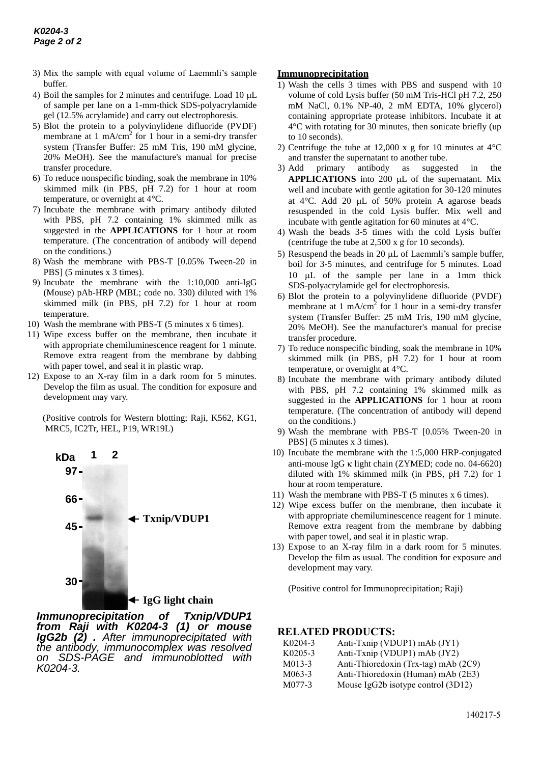3) Mix the sample with equal volume of Laemmli's sample buffer.
4) Boil the samples for 2 minutes and centrifuge. Load 10 μL of sample per lane on a 1-mm-thick SDS-polyacrylamide gel (12.5% acrylamide) and carry out electrophoresis.
5) Blot the protein to a polyvinylidene difluoride (PVDF) membrane at 1 mA/cm$^2$ for 1 hour in a semi-dry transfer system (Transfer Buffer: 25 mM Tris, 190 mM glycine, 20% MeOH). See the manufacture's manual for precise transfer procedure.
6) To reduce nonspecific binding, soak the membrane in 10% skimmed milk (in PBS, pH 7.2) for 1 hour at room temperature, or overnight at 4°C.
7) Incubate the membrane with primary antibody diluted with PBS, pH 7.2 containing 1% skimmed milk as suggested in the **APPLICATIONS** for 1 hour at room temperature. (The concentration of antibody will depend on the conditions.)
8) Wash the membrane with PBS-T [0.05% Tween-20 in PBS] (5 minutes x 3 times).
9) Incubate the membrane with the 1:10,000 anti-IgG (Mouse) pAb-HRP (MBL; code no. 330) diluted with 1% skimmed milk (in PBS, pH 7.2) for 1 hour at room temperature.
10) Wash the membrane with PBS-T (5 minutes x 6 times).
11) Wipe excess buffer on the membrane, then incubate it with appropriate chemiluminescence reagent for 1 minute. Remove extra reagent from the membrane by dabbing with paper towel, and seal it in plastic wrap.
12) Expose to an X-ray film in a dark room for 5 minutes. Develop the film as usual. The condition for exposure and development may vary.

(Positive controls for Western blotting; Raji, K562, KG1, MRC5, IC2Tr, HEL, P19, WR19L)

kDa 1 2
97
66
45
30
Txnip/VDUP1
IgG light chain

***Immunoprecipitation of Txnip/VDUP1 from Raji with K0204-3 (1) or mouse IgG2b (2) .*** *After immunoprecipitated with the antibody, immunocomplex was resolved on SDS-PAGE and immunoblotted with K0204-3.*

## Immunoprecipitation

1) Wash the cells 3 times with PBS and suspend with 10 volume of cold Lysis buffer (50 mM Tris-HCl pH 7.2, 250 mM NaCl, 0.1% NP-40, 2 mM EDTA, 10% glycerol) containing appropriate protease inhibitors. Incubate it at 4°C with rotating for 30 minutes, then sonicate briefly (up to 10 seconds).
2) Centrifuge the tube at 12,000 x g for 10 minutes at 4°C and transfer the supernatant to another tube.
3) Add primary antibody as suggested in the **APPLICATIONS** into 200 μL of the supernatant. Mix well and incubate with gentle agitation for 30-120 minutes at 4°C. Add 20 μL of 50% protein A agarose beads resuspended in the cold Lysis buffer. Mix well and incubate with gentle agitation for 60 minutes at 4°C.
4) Wash the beads 3-5 times with the cold Lysis buffer (centrifuge the tube at 2,500 x g for 10 seconds).
5) Resuspend the beads in 20 μL of Laemmli's sample buffer, boil for 3-5 minutes, and centrifuge for 5 minutes. Load 10 μL of the sample per lane in a 1mm thick SDS-polyacrylamide gel for electrophoresis.
6) Blot the protein to a polyvinylidene difluoride (PVDF) membrane at 1 mA/cm$^2$ for 1 hour in a semi-dry transfer system (Transfer Buffer: 25 mM Tris, 190 mM glycine, 20% MeOH). See the manufacturer's manual for precise transfer procedure.
7) To reduce nonspecific binding, soak the membrane in 10% skimmed milk (in PBS, pH 7.2) for 1 hour at room temperature, or overnight at 4°C.
8) Incubate the membrane with primary antibody diluted with PBS, pH 7.2 containing 1% skimmed milk as suggested in the **APPLICATIONS** for 1 hour at room temperature. (The concentration of antibody will depend on the conditions.)
9) Wash the membrane with PBS-T [0.05% Tween-20 in PBS] (5 minutes x 3 times).
10) Incubate the membrane with the 1:5,000 HRP-conjugated anti-mouse IgG κ light chain (ZYMED; code no. 04-6620) diluted with 1% skimmed milk (in PBS, pH 7.2) for 1 hour at room temperature.
11) Wash the membrane with PBS-T (5 minutes x 6 times).
12) Wipe excess buffer on the membrane, then incubate it with appropriate chemiluminescence reagent for 1 minute. Remove extra reagent from the membrane by dabbing with paper towel, and seal it in plastic wrap.
13) Expose to an X-ray film in a dark room for 5 minutes. Develop the film as usual. The condition for exposure and development may vary.

(Positive control for Immunoprecipitation; Raji)

## RELATED PRODUCTS:

| | |
|---|---|
| K0204-3 | Anti-Txnip (VDUP1) mAb (JY1) |
| K0205-3 | Anti-Txnip (VDUP1) mAb (JY2) |
| M013-3 | Anti-Thioredoxin (Trx-tag) mAb (2C9) |
| M063-3 | Anti-Thioredoxin (Human) mAb (2E3) |
| M077-3 | Mouse IgG2b isotype control (3D12) |

140217-5